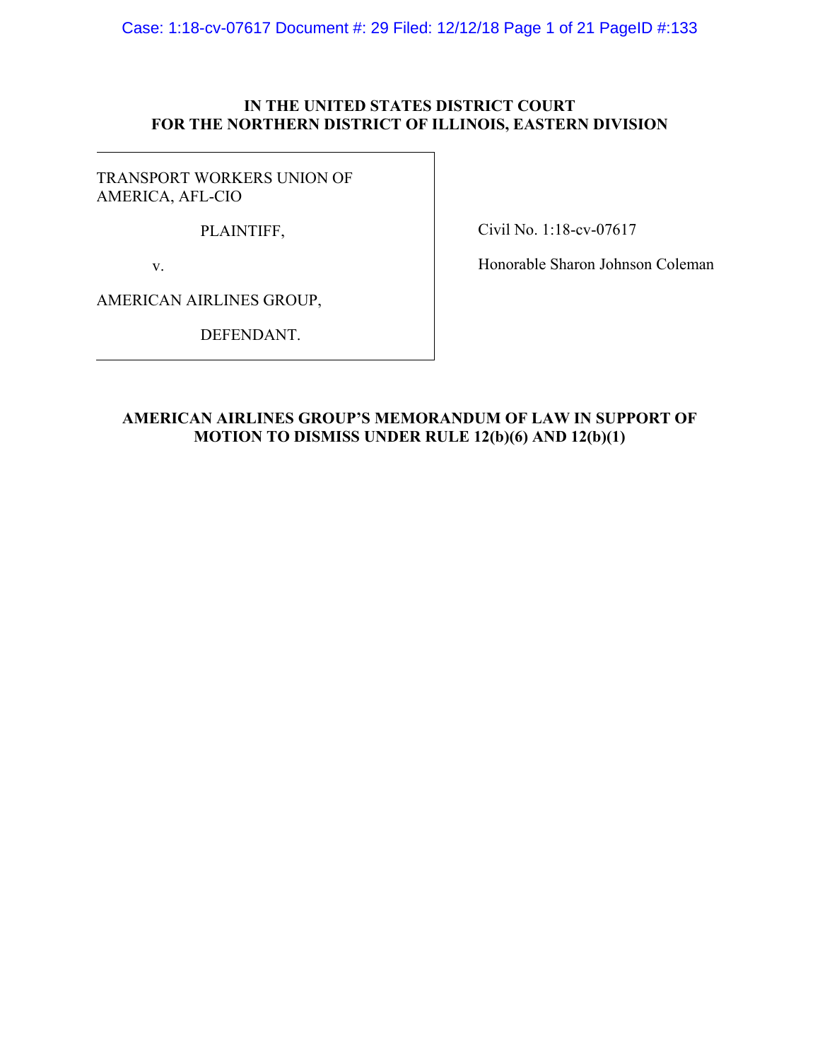**IN THE UNITED STATES DISTRICT COURT**
**FOR THE NORTHERN DISTRICT OF ILLINOIS, EASTERN DIVISION**

| | |
|---|---|
| TRANSPORT WORKERS UNION OF AMERICA, AFL-CIO | |
| PLAINTIFF, | Civil No. 1:18-cv-07617 |
| v. | Honorable Sharon Johnson Coleman |
| AMERICAN AIRLINES GROUP, | |
| DEFENDANT. | |

**AMERICAN AIRLINES GROUP'S MEMORANDUM OF LAW IN SUPPORT OF MOTION TO DISMISS UNDER RULE 12(b)(6) AND 12(b)(1)**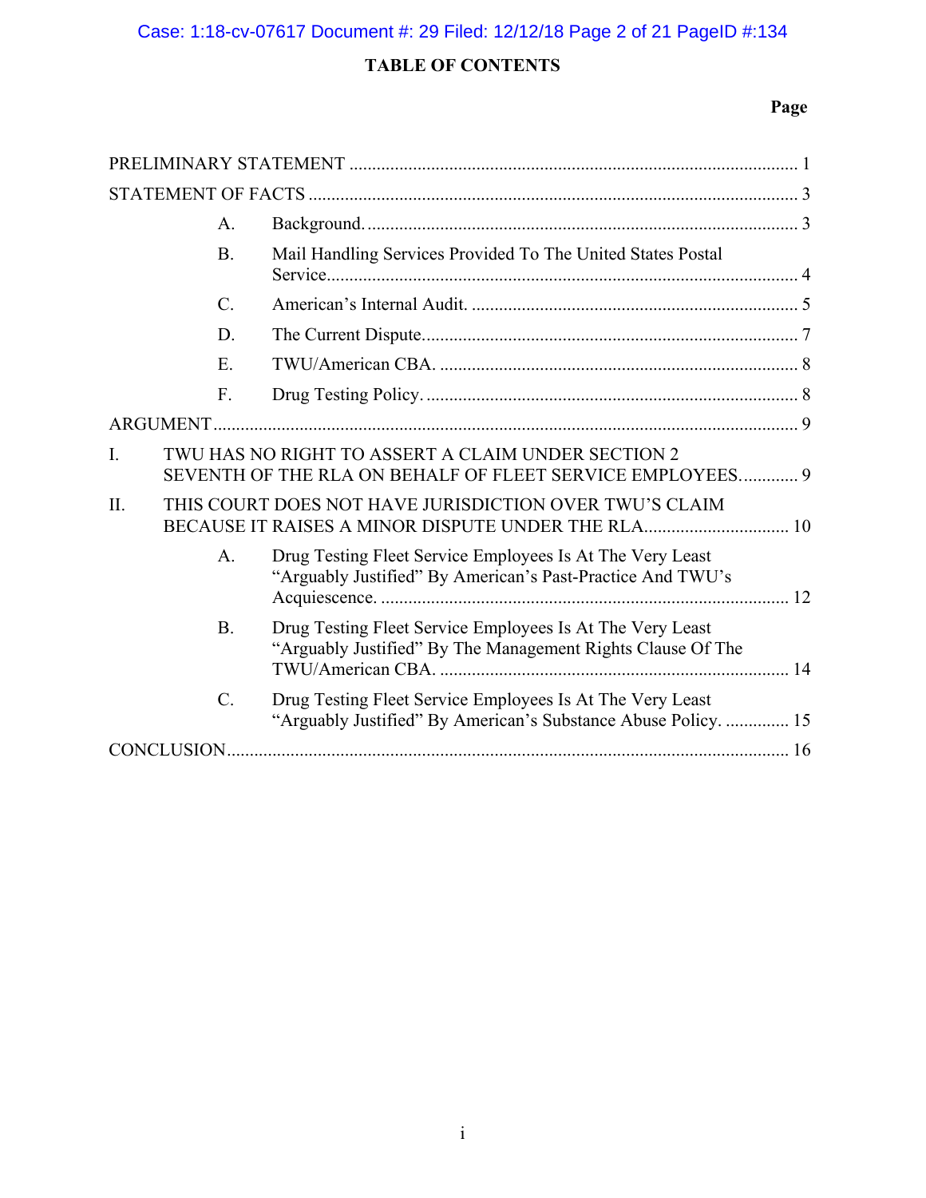# TABLE OF CONTENTS

**Page**

PRELIMINARY STATEMENT ..................................................................................................... 1

STATEMENT OF FACTS ........................................................................................................... 3

- A. Background. ............................................................................................................... 3
- B. Mail Handling Services Provided To The United States Postal Service........................................................................................................................ 4
- C. American's Internal Audit. ........................................................................................ 5
- D. The Current Dispute.................................................................................................. 7
- E. TWU/American CBA. ............................................................................................... 8
- F. Drug Testing Policy. .................................................................................................. 8

ARGUMENT ................................................................................................................................. 9

I. TWU HAS NO RIGHT TO ASSERT A CLAIM UNDER SECTION 2 SEVENTH OF THE RLA ON BEHALF OF FLEET SERVICE EMPLOYEES............. 9

II. THIS COURT DOES NOT HAVE JURISDICTION OVER TWU'S CLAIM BECAUSE IT RAISES A MINOR DISPUTE UNDER THE RLA................................ 10

- A. Drug Testing Fleet Service Employees Is At The Very Least "Arguably Justified" By American's Past-Practice And TWU's Acquiescence. ......................................................................................... 12
- B. Drug Testing Fleet Service Employees Is At The Very Least "Arguably Justified" By The Management Rights Clause Of The TWU/American CBA. ............................................................................. 14
- C. Drug Testing Fleet Service Employees Is At The Very Least "Arguably Justified" By American's Substance Abuse Policy. .............. 15

CONCLUSION ........................................................................................................................... 16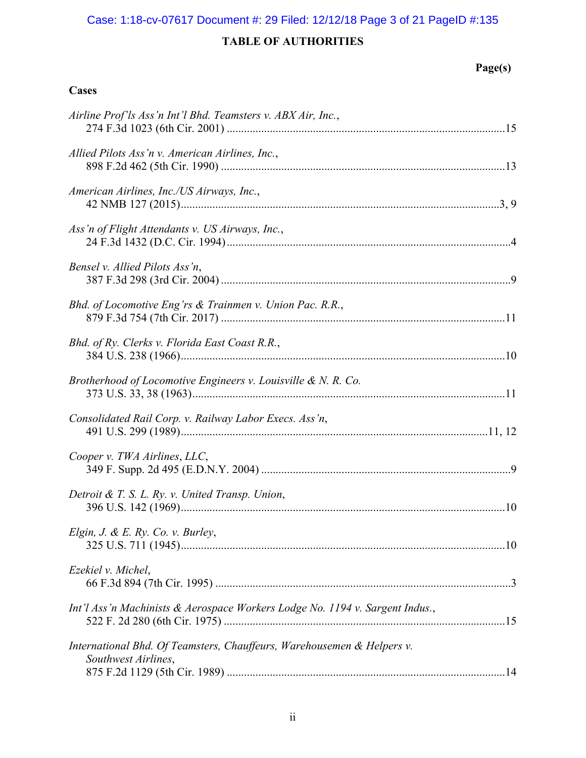## TABLE OF AUTHORITIES

**Page(s)**

### Cases

*Airline Prof'ls Ass'n Int'l Bhd. Teamsters v. ABX Air, Inc.*,
274 F.3d 1023 (6th Cir. 2001) ....................................................................................................15

*Allied Pilots Ass'n v. American Airlines, Inc.*,
898 F.2d 462 (5th Cir. 1990) ......................................................................................................13

*American Airlines, Inc./US Airways, Inc.*,
42 NMB 127 (2015)...............................................................................................................3, 9

*Ass'n of Flight Attendants v. US Airways, Inc.*,
24 F.3d 1432 (D.C. Cir. 1994)......................................................................................................4

*Bensel v. Allied Pilots Ass'n*,
387 F.3d 298 (3rd Cir. 2004) .........................................................................................................9

*Bhd. of Locomotive Eng'rs & Trainmen v. Union Pac. R.R.*,
879 F.3d 754 (7th Cir. 2017) ......................................................................................................11

*Bhd. of Ry. Clerks v. Florida East Coast R.R.*,
384 U.S. 238 (1966)....................................................................................................................10

*Brotherhood of Locomotive Engineers v. Louisville & N. R. Co.*
373 U.S. 33, 38 (1963)................................................................................................................11

*Consolidated Rail Corp. v. Railway Labor Execs. Ass'n*,
491 U.S. 299 (1989)...............................................................................................................11, 12

*Cooper v. TWA Airlines, LLC*,
349 F. Supp. 2d 495 (E.D.N.Y. 2004) ..........................................................................................9

*Detroit & T. S. L. Ry. v. United Transp. Union*,
396 U.S. 142 (1969)....................................................................................................................10

*Elgin, J. & E. Ry. Co. v. Burley*,
325 U.S. 711 (1945)....................................................................................................................10

*Ezekiel v. Michel*,
66 F.3d 894 (7th Cir. 1995) ..........................................................................................................3

*Int'l Ass'n Machinists & Aerospace Workers Lodge No. 1194 v. Sargent Indus.*,
522 F. 2d 280 (6th Cir. 1975) .....................................................................................................15

*International Bhd. Of Teamsters, Chauffeurs, Warehousemen & Helpers v. Southwest Airlines*,
875 F.2d 1129 (5th Cir. 1989) ....................................................................................................14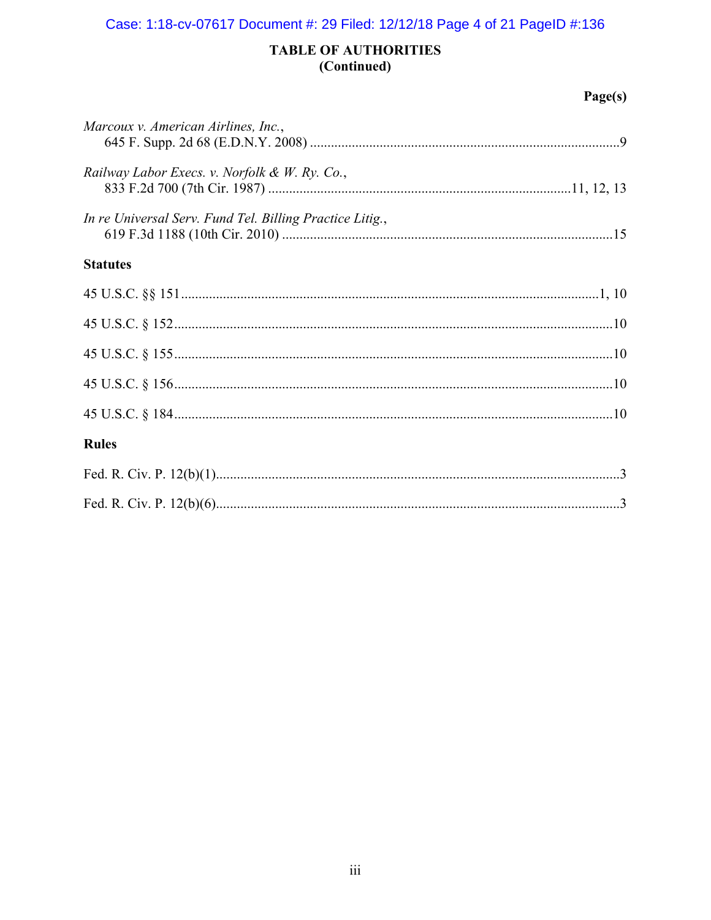# TABLE OF AUTHORITIES
## (Continued)

**Page(s)**

*Marcoux v. American Airlines, Inc.*,
645 F. Supp. 2d 68 (E.D.N.Y. 2008) ....................................................................................9

*Railway Labor Execs. v. Norfolk & W. Ry. Co.*,
833 F.2d 700 (7th Cir. 1987) .....................................................................................11, 12, 13

*In re Universal Serv. Fund Tel. Billing Practice Litig.*,
619 F.3d 1188 (10th Cir. 2010) .............................................................................................15

**Statutes**

45 U.S.C. §§ 151.......................................................................................................................1, 10

45 U.S.C. § 152............................................................................................................................10

45 U.S.C. § 155............................................................................................................................10

45 U.S.C. § 156............................................................................................................................10

45 U.S.C. § 184............................................................................................................................10

**Rules**

Fed. R. Civ. P. 12(b)(1)..................................................................................................................3

Fed. R. Civ. P. 12(b)(6)..................................................................................................................3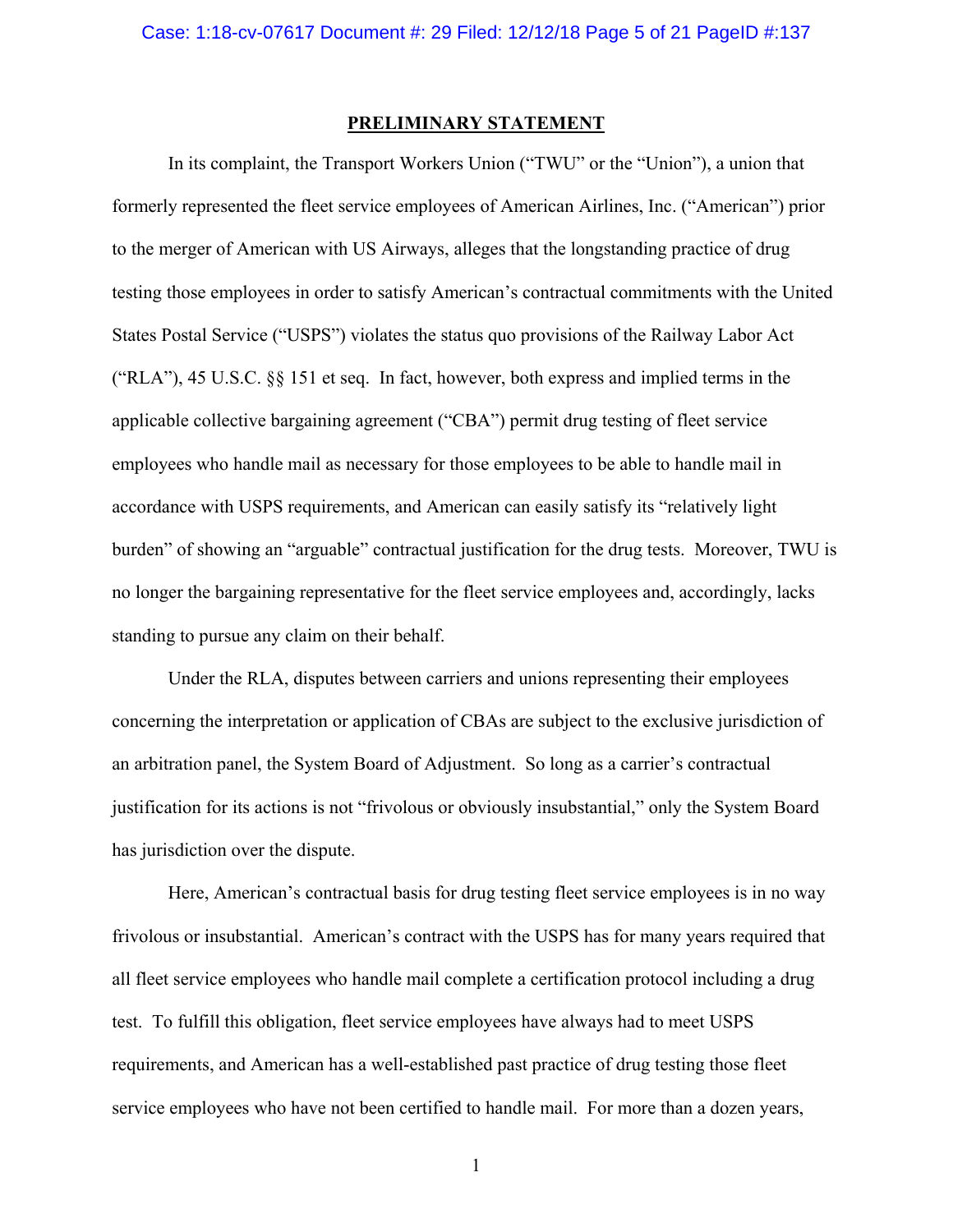## PRELIMINARY STATEMENT

In its complaint, the Transport Workers Union ("TWU" or the "Union"), a union that formerly represented the fleet service employees of American Airlines, Inc. ("American") prior to the merger of American with US Airways, alleges that the longstanding practice of drug testing those employees in order to satisfy American's contractual commitments with the United States Postal Service ("USPS") violates the status quo provisions of the Railway Labor Act ("RLA"), 45 U.S.C. §§ 151 et seq. In fact, however, both express and implied terms in the applicable collective bargaining agreement ("CBA") permit drug testing of fleet service employees who handle mail as necessary for those employees to be able to handle mail in accordance with USPS requirements, and American can easily satisfy its "relatively light burden" of showing an "arguable" contractual justification for the drug tests. Moreover, TWU is no longer the bargaining representative for the fleet service employees and, accordingly, lacks standing to pursue any claim on their behalf.

Under the RLA, disputes between carriers and unions representing their employees concerning the interpretation or application of CBAs are subject to the exclusive jurisdiction of an arbitration panel, the System Board of Adjustment. So long as a carrier's contractual justification for its actions is not "frivolous or obviously insubstantial," only the System Board has jurisdiction over the dispute.

Here, American's contractual basis for drug testing fleet service employees is in no way frivolous or insubstantial. American's contract with the USPS has for many years required that all fleet service employees who handle mail complete a certification protocol including a drug test. To fulfill this obligation, fleet service employees have always had to meet USPS requirements, and American has a well-established past practice of drug testing those fleet service employees who have not been certified to handle mail. For more than a dozen years,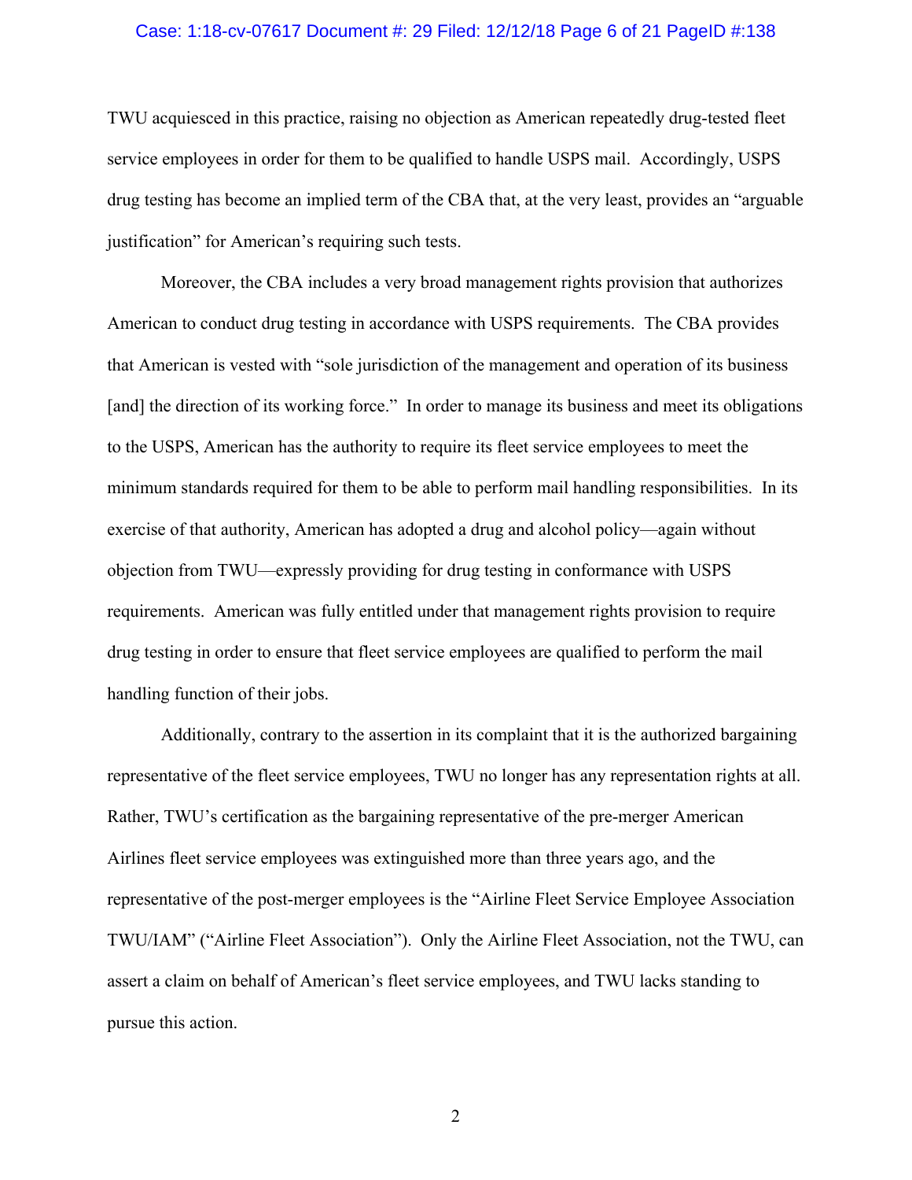TWU acquiesced in this practice, raising no objection as American repeatedly drug-tested fleet service employees in order for them to be qualified to handle USPS mail. Accordingly, USPS drug testing has become an implied term of the CBA that, at the very least, provides an "arguable justification" for American's requiring such tests.

Moreover, the CBA includes a very broad management rights provision that authorizes American to conduct drug testing in accordance with USPS requirements. The CBA provides that American is vested with "sole jurisdiction of the management and operation of its business [and] the direction of its working force." In order to manage its business and meet its obligations to the USPS, American has the authority to require its fleet service employees to meet the minimum standards required for them to be able to perform mail handling responsibilities. In its exercise of that authority, American has adopted a drug and alcohol policy—again without objection from TWU—expressly providing for drug testing in conformance with USPS requirements. American was fully entitled under that management rights provision to require drug testing in order to ensure that fleet service employees are qualified to perform the mail handling function of their jobs.

Additionally, contrary to the assertion in its complaint that it is the authorized bargaining representative of the fleet service employees, TWU no longer has any representation rights at all. Rather, TWU's certification as the bargaining representative of the pre-merger American Airlines fleet service employees was extinguished more than three years ago, and the representative of the post-merger employees is the "Airline Fleet Service Employee Association TWU/IAM" ("Airline Fleet Association"). Only the Airline Fleet Association, not the TWU, can assert a claim on behalf of American's fleet service employees, and TWU lacks standing to pursue this action.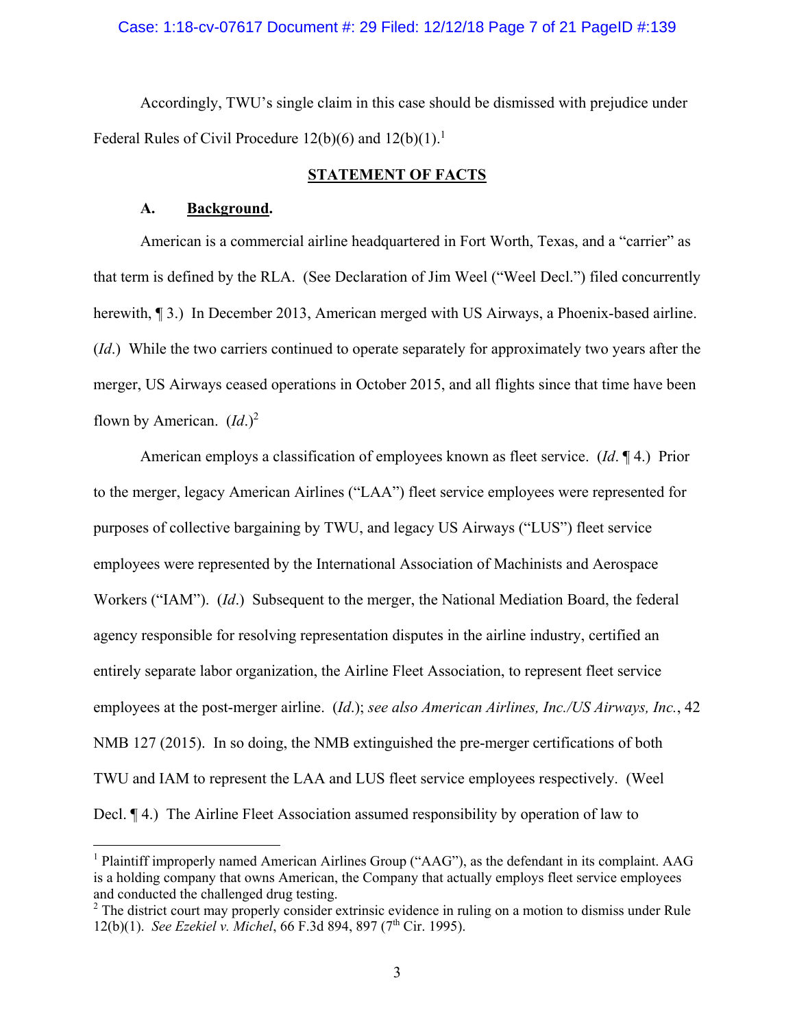Accordingly, TWU's single claim in this case should be dismissed with prejudice under Federal Rules of Civil Procedure 12(b)(6) and 12(b)(1).[1]

## STATEMENT OF FACTS

### A. Background.

American is a commercial airline headquartered in Fort Worth, Texas, and a "carrier" as that term is defined by the RLA. (See Declaration of Jim Weel ("Weel Decl.") filed concurrently herewith, ¶ 3.) In December 2013, American merged with US Airways, a Phoenix-based airline. (*Id*.) While the two carriers continued to operate separately for approximately two years after the merger, US Airways ceased operations in October 2015, and all flights since that time have been flown by American. (*Id*.)[2]

American employs a classification of employees known as fleet service. (*Id*. ¶ 4.) Prior to the merger, legacy American Airlines ("LAA") fleet service employees were represented for purposes of collective bargaining by TWU, and legacy US Airways ("LUS") fleet service employees were represented by the International Association of Machinists and Aerospace Workers ("IAM"). (*Id*.) Subsequent to the merger, the National Mediation Board, the federal agency responsible for resolving representation disputes in the airline industry, certified an entirely separate labor organization, the Airline Fleet Association, to represent fleet service employees at the post-merger airline. (*Id*.); *see also American Airlines, Inc./US Airways, Inc.*, 42 NMB 127 (2015). In so doing, the NMB extinguished the pre-merger certifications of both TWU and IAM to represent the LAA and LUS fleet service employees respectively. (Weel Decl. ¶ 4.) The Airline Fleet Association assumed responsibility by operation of law to

---

[1] Plaintiff improperly named American Airlines Group ("AAG"), as the defendant in its complaint. AAG is a holding company that owns American, the Company that actually employs fleet service employees and conducted the challenged drug testing.

[2] The district court may properly consider extrinsic evidence in ruling on a motion to dismiss under Rule 12(b)(1). *See Ezekiel v. Michel*, 66 F.3d 894, 897 (7th Cir. 1995).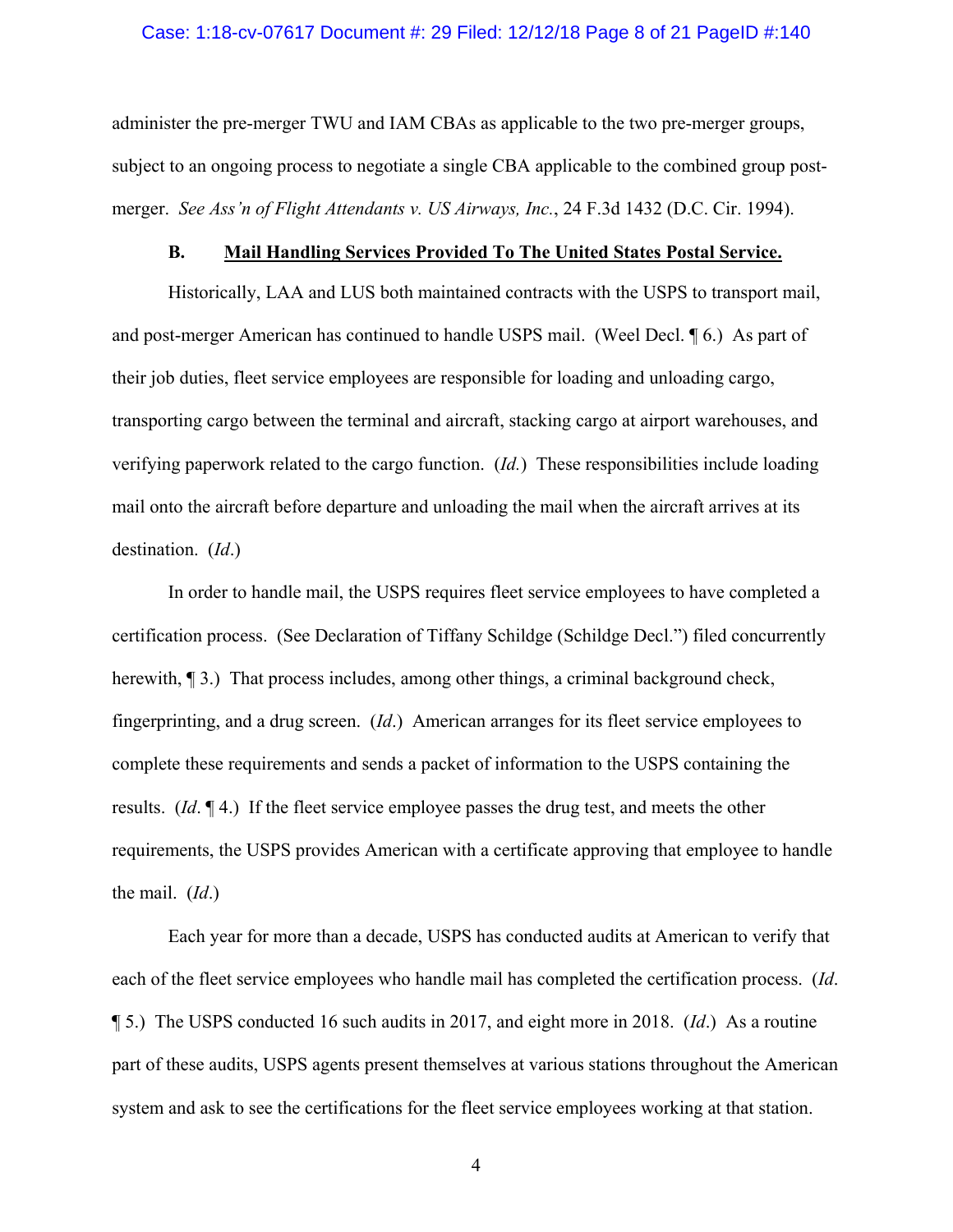administer the pre-merger TWU and IAM CBAs as applicable to the two pre-merger groups, subject to an ongoing process to negotiate a single CBA applicable to the combined group post-merger. *See Ass'n of Flight Attendants v. US Airways, Inc.*, 24 F.3d 1432 (D.C. Cir. 1994).

### B. Mail Handling Services Provided To The United States Postal Service.

Historically, LAA and LUS both maintained contracts with the USPS to transport mail, and post-merger American has continued to handle USPS mail. (Weel Decl. ¶ 6.) As part of their job duties, fleet service employees are responsible for loading and unloading cargo, transporting cargo between the terminal and aircraft, stacking cargo at airport warehouses, and verifying paperwork related to the cargo function. (*Id.*) These responsibilities include loading mail onto the aircraft before departure and unloading the mail when the aircraft arrives at its destination. (*Id*.)

In order to handle mail, the USPS requires fleet service employees to have completed a certification process. (See Declaration of Tiffany Schildge (Schildge Decl.") filed concurrently herewith, ¶ 3.) That process includes, among other things, a criminal background check, fingerprinting, and a drug screen. (*Id*.) American arranges for its fleet service employees to complete these requirements and sends a packet of information to the USPS containing the results. (*Id*. ¶ 4.) If the fleet service employee passes the drug test, and meets the other requirements, the USPS provides American with a certificate approving that employee to handle the mail. (*Id*.)

Each year for more than a decade, USPS has conducted audits at American to verify that each of the fleet service employees who handle mail has completed the certification process. (*Id*. ¶ 5.) The USPS conducted 16 such audits in 2017, and eight more in 2018. (*Id*.) As a routine part of these audits, USPS agents present themselves at various stations throughout the American system and ask to see the certifications for the fleet service employees working at that station.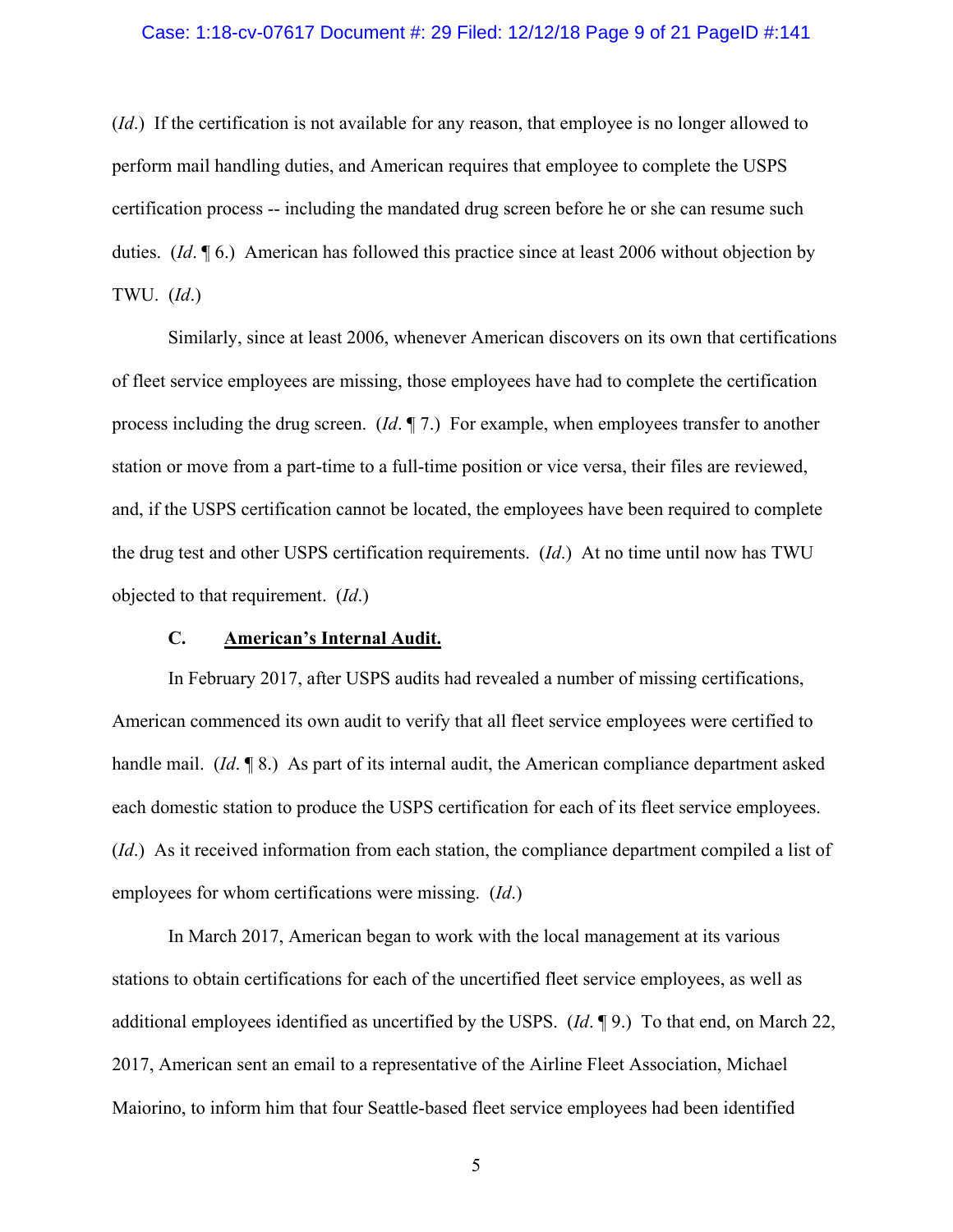(*Id*.) If the certification is not available for any reason, that employee is no longer allowed to perform mail handling duties, and American requires that employee to complete the USPS certification process -- including the mandated drug screen before he or she can resume such duties. (*Id*. ¶ 6.) American has followed this practice since at least 2006 without objection by TWU. (*Id*.)

Similarly, since at least 2006, whenever American discovers on its own that certifications of fleet service employees are missing, those employees have had to complete the certification process including the drug screen. (*Id*. ¶ 7.) For example, when employees transfer to another station or move from a part-time to a full-time position or vice versa, their files are reviewed, and, if the USPS certification cannot be located, the employees have been required to complete the drug test and other USPS certification requirements. (*Id*.) At no time until now has TWU objected to that requirement. (*Id*.)

### C. <u>American's Internal Audit.</u>

In February 2017, after USPS audits had revealed a number of missing certifications, American commenced its own audit to verify that all fleet service employees were certified to handle mail. (*Id*. ¶ 8.) As part of its internal audit, the American compliance department asked each domestic station to produce the USPS certification for each of its fleet service employees. (*Id*.) As it received information from each station, the compliance department compiled a list of employees for whom certifications were missing. (*Id*.)

In March 2017, American began to work with the local management at its various stations to obtain certifications for each of the uncertified fleet service employees, as well as additional employees identified as uncertified by the USPS. (*Id*. ¶ 9.) To that end, on March 22, 2017, American sent an email to a representative of the Airline Fleet Association, Michael Maiorino, to inform him that four Seattle-based fleet service employees had been identified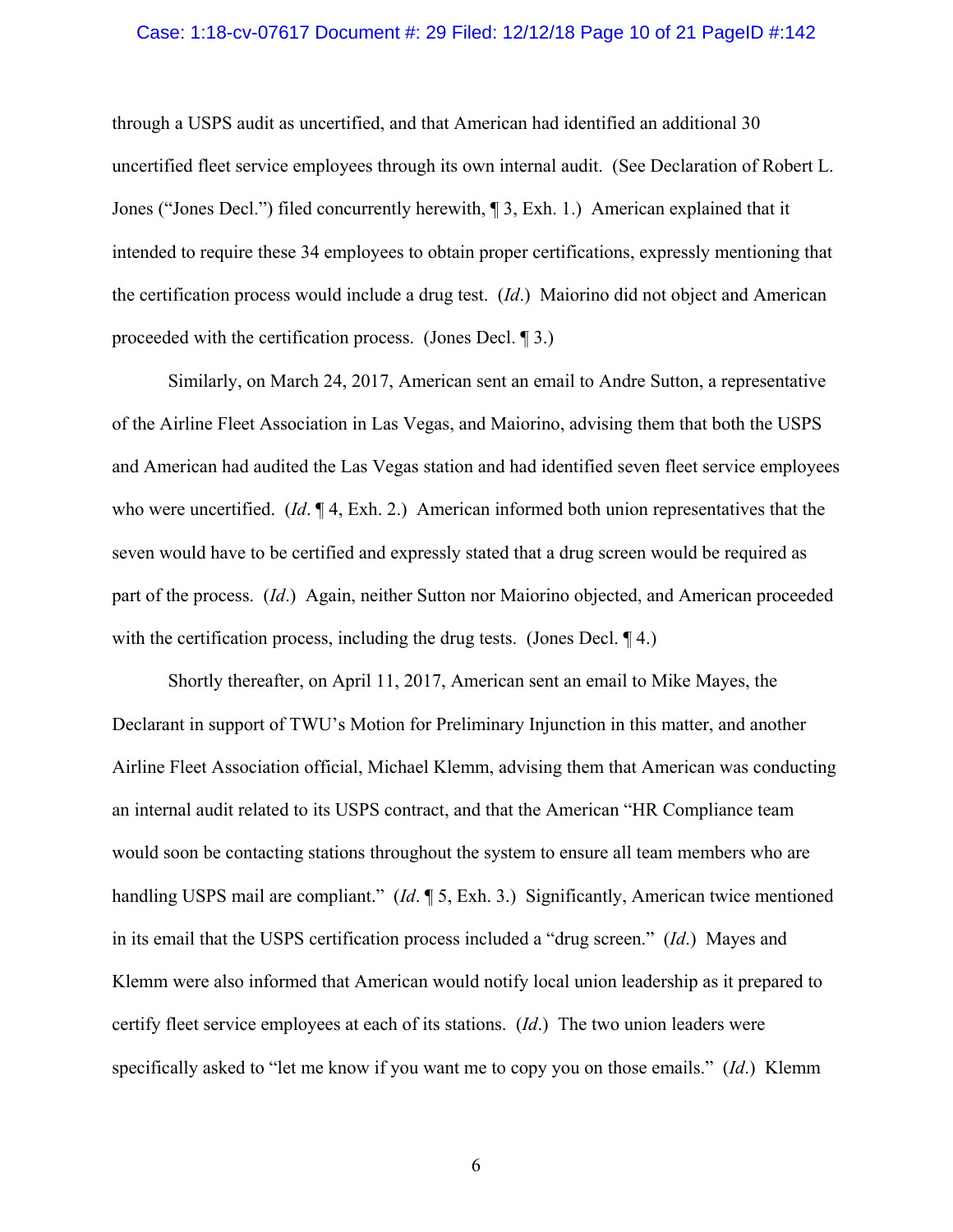through a USPS audit as uncertified, and that American had identified an additional 30 uncertified fleet service employees through its own internal audit. (See Declaration of Robert L. Jones ("Jones Decl.") filed concurrently herewith, ¶ 3, Exh. 1.) American explained that it intended to require these 34 employees to obtain proper certifications, expressly mentioning that the certification process would include a drug test. (*Id*.) Maiorino did not object and American proceeded with the certification process. (Jones Decl. ¶ 3.)

Similarly, on March 24, 2017, American sent an email to Andre Sutton, a representative of the Airline Fleet Association in Las Vegas, and Maiorino, advising them that both the USPS and American had audited the Las Vegas station and had identified seven fleet service employees who were uncertified. (*Id*. ¶ 4, Exh. 2.) American informed both union representatives that the seven would have to be certified and expressly stated that a drug screen would be required as part of the process. (*Id*.) Again, neither Sutton nor Maiorino objected, and American proceeded with the certification process, including the drug tests. (Jones Decl. ¶ 4.)

Shortly thereafter, on April 11, 2017, American sent an email to Mike Mayes, the Declarant in support of TWU's Motion for Preliminary Injunction in this matter, and another Airline Fleet Association official, Michael Klemm, advising them that American was conducting an internal audit related to its USPS contract, and that the American "HR Compliance team would soon be contacting stations throughout the system to ensure all team members who are handling USPS mail are compliant." (*Id*. ¶ 5, Exh. 3.) Significantly, American twice mentioned in its email that the USPS certification process included a "drug screen." (*Id*.) Mayes and Klemm were also informed that American would notify local union leadership as it prepared to certify fleet service employees at each of its stations. (*Id*.) The two union leaders were specifically asked to "let me know if you want me to copy you on those emails." (*Id*.) Klemm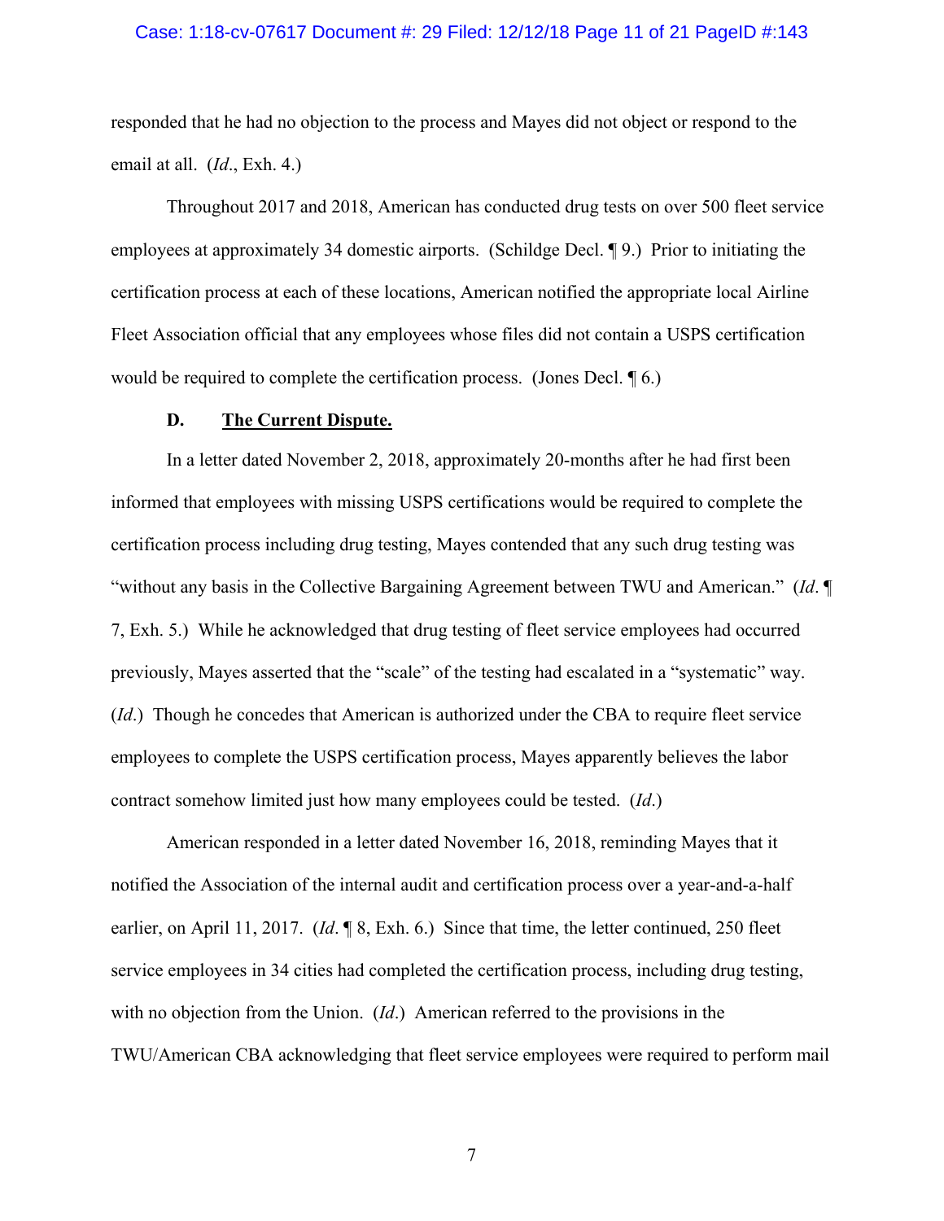responded that he had no objection to the process and Mayes did not object or respond to the email at all. (*Id*., Exh. 4.)

Throughout 2017 and 2018, American has conducted drug tests on over 500 fleet service employees at approximately 34 domestic airports. (Schildge Decl. ¶ 9.) Prior to initiating the certification process at each of these locations, American notified the appropriate local Airline Fleet Association official that any employees whose files did not contain a USPS certification would be required to complete the certification process. (Jones Decl. ¶ 6.)

### D. <u>The Current Dispute.</u>

In a letter dated November 2, 2018, approximately 20-months after he had first been informed that employees with missing USPS certifications would be required to complete the certification process including drug testing, Mayes contended that any such drug testing was "without any basis in the Collective Bargaining Agreement between TWU and American." (*Id*. ¶ 7, Exh. 5.) While he acknowledged that drug testing of fleet service employees had occurred previously, Mayes asserted that the "scale" of the testing had escalated in a "systematic" way. (*Id*.) Though he concedes that American is authorized under the CBA to require fleet service employees to complete the USPS certification process, Mayes apparently believes the labor contract somehow limited just how many employees could be tested. (*Id*.)

American responded in a letter dated November 16, 2018, reminding Mayes that it notified the Association of the internal audit and certification process over a year-and-a-half earlier, on April 11, 2017. (*Id*. ¶ 8, Exh. 6.) Since that time, the letter continued, 250 fleet service employees in 34 cities had completed the certification process, including drug testing, with no objection from the Union. (*Id*.) American referred to the provisions in the TWU/American CBA acknowledging that fleet service employees were required to perform mail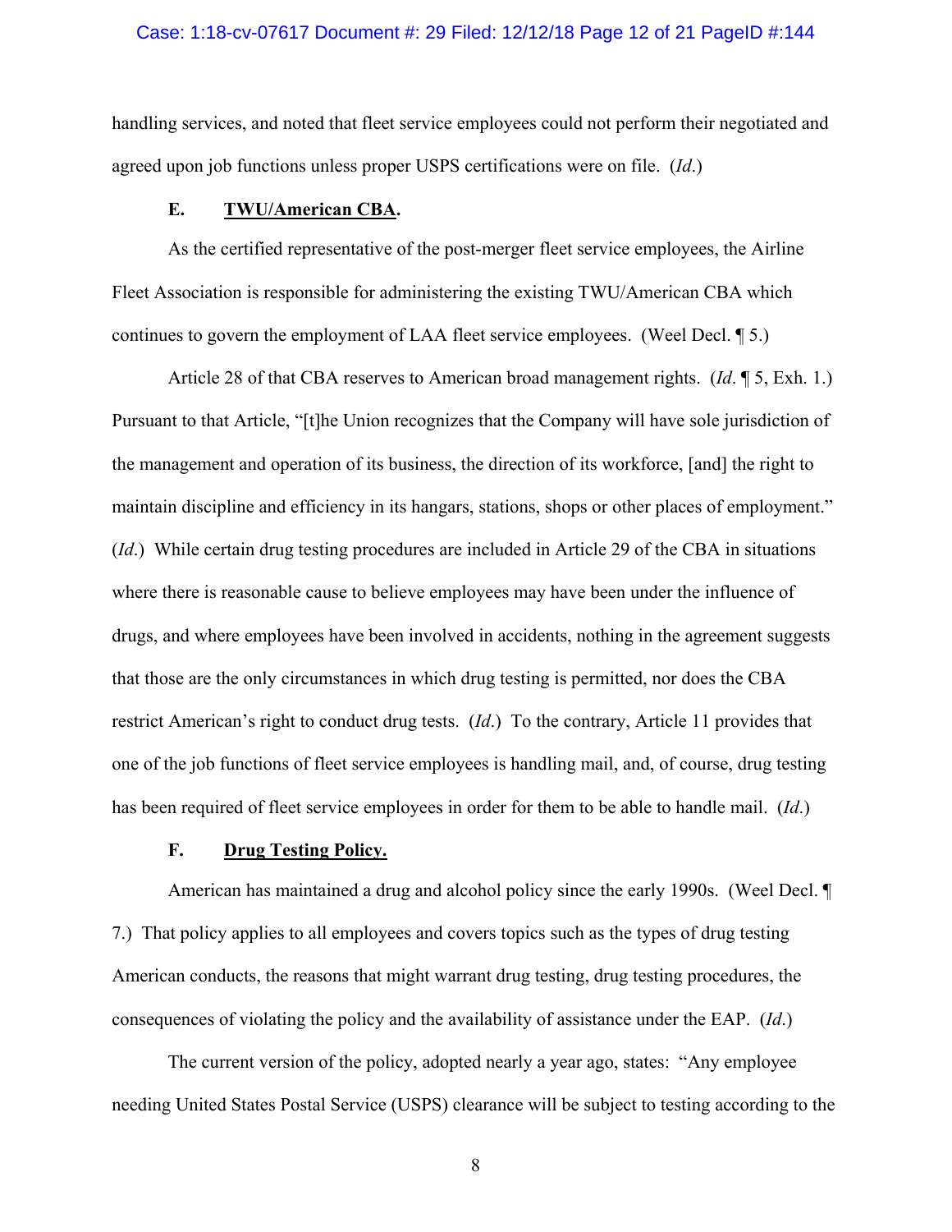handling services, and noted that fleet service employees could not perform their negotiated and agreed upon job functions unless proper USPS certifications were on file. (*Id*.)

### E. **TWU/American CBA.**

As the certified representative of the post-merger fleet service employees, the Airline Fleet Association is responsible for administering the existing TWU/American CBA which continues to govern the employment of LAA fleet service employees. (Weel Decl. ¶ 5.)

Article 28 of that CBA reserves to American broad management rights. (*Id*. ¶ 5, Exh. 1.) Pursuant to that Article, "[t]he Union recognizes that the Company will have sole jurisdiction of the management and operation of its business, the direction of its workforce, [and] the right to maintain discipline and efficiency in its hangars, stations, shops or other places of employment." (*Id*.) While certain drug testing procedures are included in Article 29 of the CBA in situations where there is reasonable cause to believe employees may have been under the influence of drugs, and where employees have been involved in accidents, nothing in the agreement suggests that those are the only circumstances in which drug testing is permitted, nor does the CBA restrict American's right to conduct drug tests. (*Id*.) To the contrary, Article 11 provides that one of the job functions of fleet service employees is handling mail, and, of course, drug testing has been required of fleet service employees in order for them to be able to handle mail. (*Id*.)

### F. **Drug Testing Policy.**

American has maintained a drug and alcohol policy since the early 1990s. (Weel Decl. ¶ 7.) That policy applies to all employees and covers topics such as the types of drug testing American conducts, the reasons that might warrant drug testing, drug testing procedures, the consequences of violating the policy and the availability of assistance under the EAP. (*Id*.)

The current version of the policy, adopted nearly a year ago, states: "Any employee needing United States Postal Service (USPS) clearance will be subject to testing according to the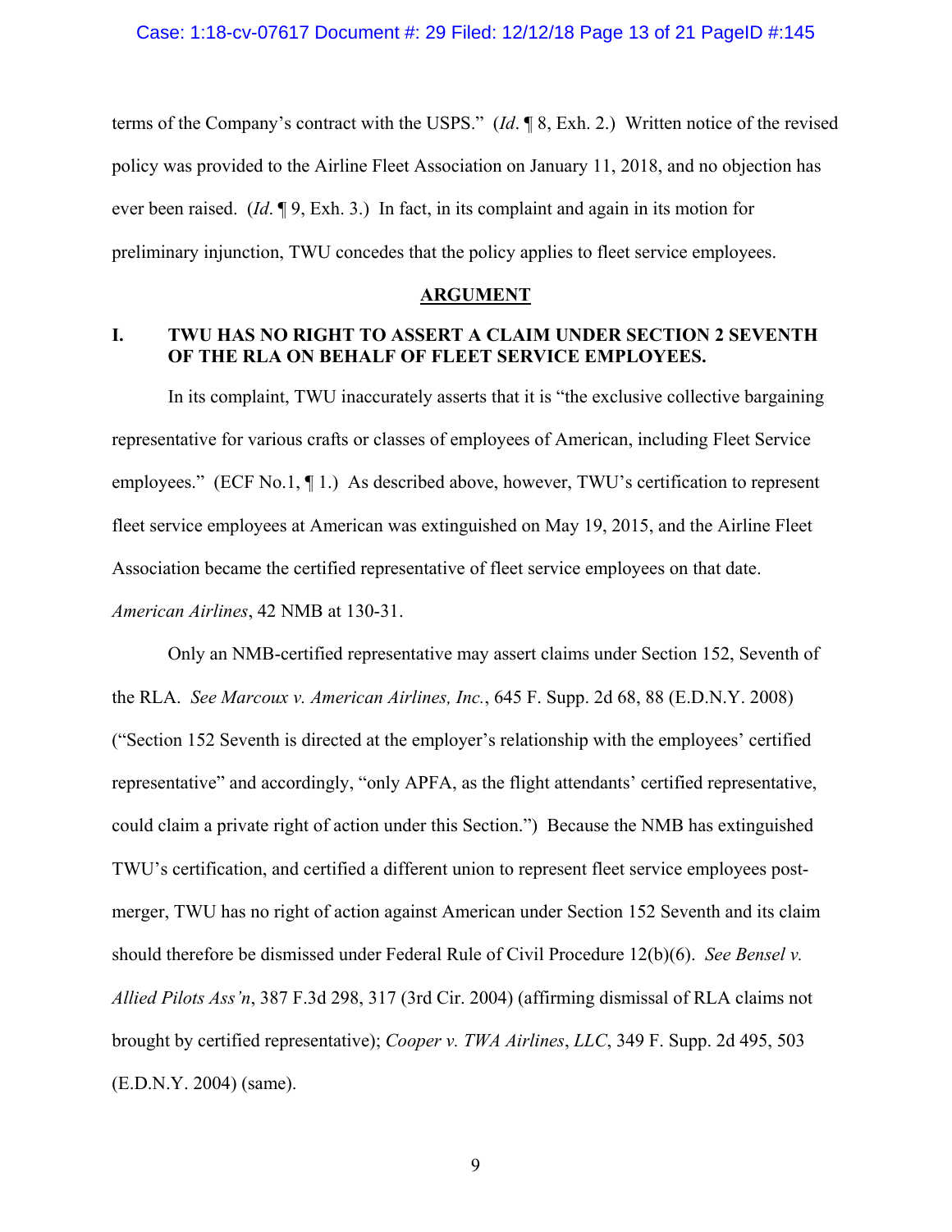terms of the Company's contract with the USPS." (*Id*. ¶ 8, Exh. 2.) Written notice of the revised policy was provided to the Airline Fleet Association on January 11, 2018, and no objection has ever been raised. (*Id*. ¶ 9, Exh. 3.) In fact, in its complaint and again in its motion for preliminary injunction, TWU concedes that the policy applies to fleet service employees.

## ARGUMENT

### I. TWU HAS NO RIGHT TO ASSERT A CLAIM UNDER SECTION 2 SEVENTH OF THE RLA ON BEHALF OF FLEET SERVICE EMPLOYEES.

In its complaint, TWU inaccurately asserts that it is "the exclusive collective bargaining representative for various crafts or classes of employees of American, including Fleet Service employees." (ECF No.1, ¶ 1.) As described above, however, TWU's certification to represent fleet service employees at American was extinguished on May 19, 2015, and the Airline Fleet Association became the certified representative of fleet service employees on that date. *American Airlines*, 42 NMB at 130-31.

Only an NMB-certified representative may assert claims under Section 152, Seventh of the RLA. *See Marcoux v. American Airlines, Inc.*, 645 F. Supp. 2d 68, 88 (E.D.N.Y. 2008) ("Section 152 Seventh is directed at the employer's relationship with the employees' certified representative" and accordingly, "only APFA, as the flight attendants' certified representative, could claim a private right of action under this Section.") Because the NMB has extinguished TWU's certification, and certified a different union to represent fleet service employees post-merger, TWU has no right of action against American under Section 152 Seventh and its claim should therefore be dismissed under Federal Rule of Civil Procedure 12(b)(6). *See Bensel v. Allied Pilots Ass'n*, 387 F.3d 298, 317 (3rd Cir. 2004) (affirming dismissal of RLA claims not brought by certified representative); *Cooper v. TWA Airlines*, *LLC*, 349 F. Supp. 2d 495, 503 (E.D.N.Y. 2004) (same).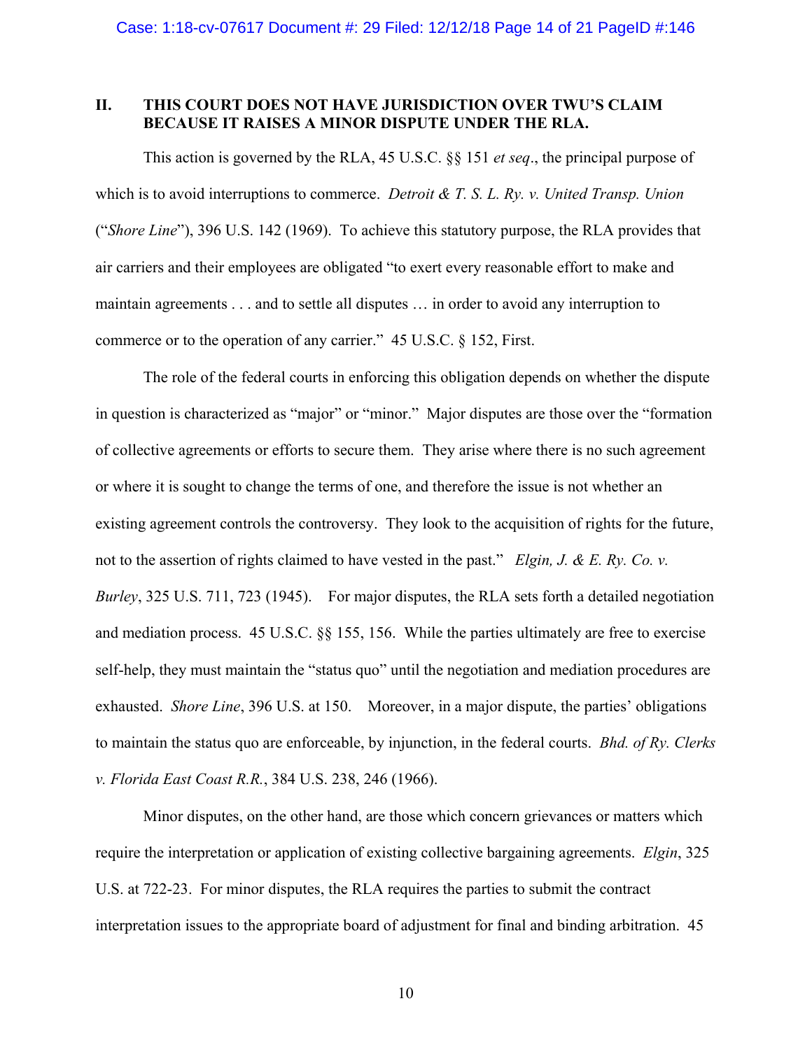## II. THIS COURT DOES NOT HAVE JURISDICTION OVER TWU'S CLAIM BECAUSE IT RAISES A MINOR DISPUTE UNDER THE RLA.

This action is governed by the RLA, 45 U.S.C. §§ 151 *et seq*., the principal purpose of which is to avoid interruptions to commerce. *Detroit & T. S. L. Ry. v. United Transp. Union* ("*Shore Line*"), 396 U.S. 142 (1969). To achieve this statutory purpose, the RLA provides that air carriers and their employees are obligated "to exert every reasonable effort to make and maintain agreements . . . and to settle all disputes … in order to avoid any interruption to commerce or to the operation of any carrier." 45 U.S.C. § 152, First.

The role of the federal courts in enforcing this obligation depends on whether the dispute in question is characterized as "major" or "minor." Major disputes are those over the "formation of collective agreements or efforts to secure them. They arise where there is no such agreement or where it is sought to change the terms of one, and therefore the issue is not whether an existing agreement controls the controversy. They look to the acquisition of rights for the future, not to the assertion of rights claimed to have vested in the past." *Elgin, J. & E. Ry. Co. v. Burley*, 325 U.S. 711, 723 (1945). For major disputes, the RLA sets forth a detailed negotiation and mediation process. 45 U.S.C. §§ 155, 156. While the parties ultimately are free to exercise self-help, they must maintain the "status quo" until the negotiation and mediation procedures are exhausted. *Shore Line*, 396 U.S. at 150. Moreover, in a major dispute, the parties' obligations to maintain the status quo are enforceable, by injunction, in the federal courts. *Bhd. of Ry. Clerks v. Florida East Coast R.R.*, 384 U.S. 238, 246 (1966).

Minor disputes, on the other hand, are those which concern grievances or matters which require the interpretation or application of existing collective bargaining agreements. *Elgin*, 325 U.S. at 722-23. For minor disputes, the RLA requires the parties to submit the contract interpretation issues to the appropriate board of adjustment for final and binding arbitration. 45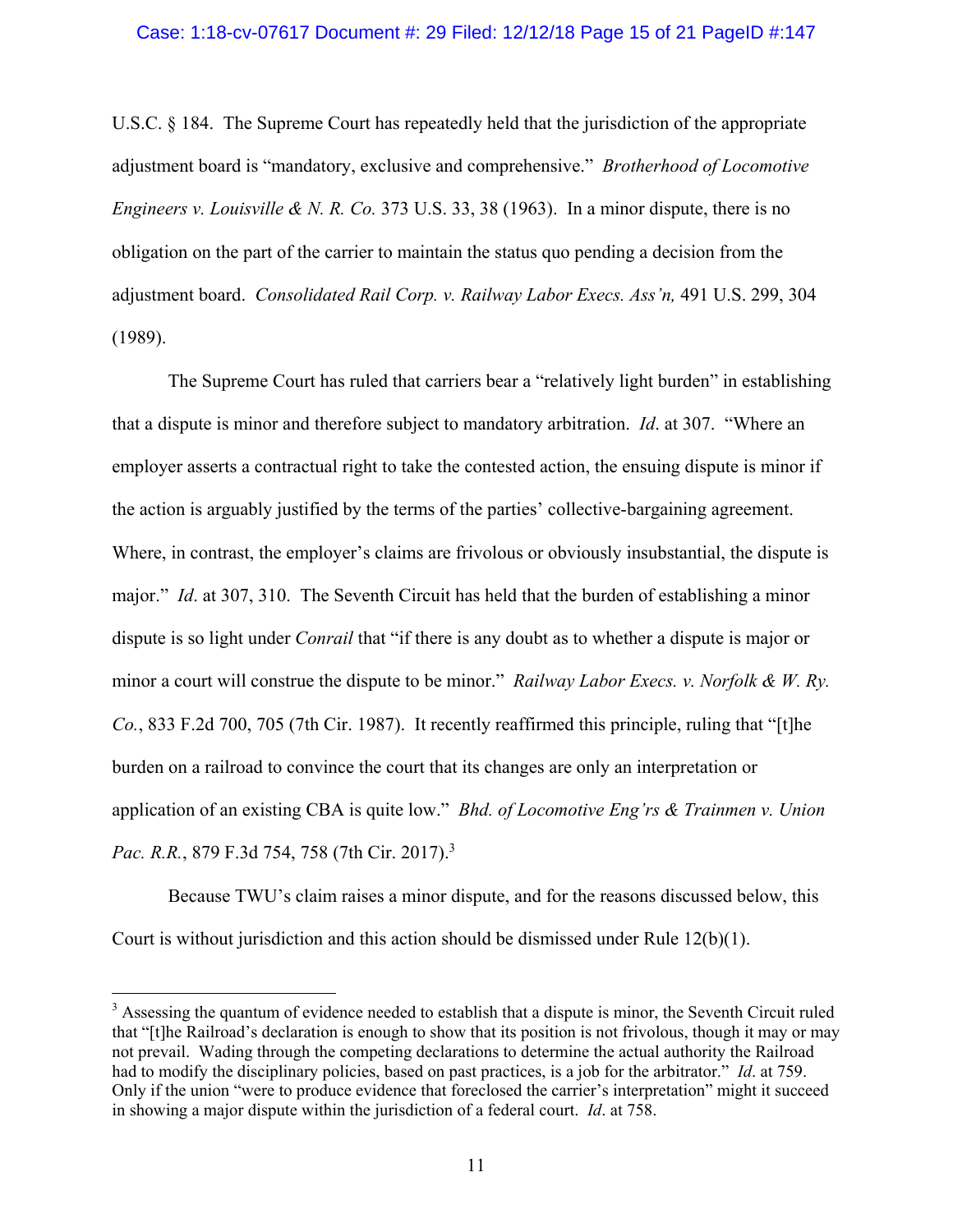U.S.C. § 184. The Supreme Court has repeatedly held that the jurisdiction of the appropriate adjustment board is "mandatory, exclusive and comprehensive." *Brotherhood of Locomotive Engineers v. Louisville & N. R. Co.* 373 U.S. 33, 38 (1963). In a minor dispute, there is no obligation on the part of the carrier to maintain the status quo pending a decision from the adjustment board. *Consolidated Rail Corp. v. Railway Labor Execs. Ass'n,* 491 U.S. 299, 304 (1989).

The Supreme Court has ruled that carriers bear a "relatively light burden" in establishing that a dispute is minor and therefore subject to mandatory arbitration. *Id*. at 307. "Where an employer asserts a contractual right to take the contested action, the ensuing dispute is minor if the action is arguably justified by the terms of the parties' collective-bargaining agreement. Where, in contrast, the employer's claims are frivolous or obviously insubstantial, the dispute is major." *Id*. at 307, 310. The Seventh Circuit has held that the burden of establishing a minor dispute is so light under *Conrail* that "if there is any doubt as to whether a dispute is major or minor a court will construe the dispute to be minor." *Railway Labor Execs. v. Norfolk & W. Ry. Co.*, 833 F.2d 700, 705 (7th Cir. 1987). It recently reaffirmed this principle, ruling that "[t]he burden on a railroad to convince the court that its changes are only an interpretation or application of an existing CBA is quite low." *Bhd. of Locomotive Eng'rs & Trainmen v. Union Pac. R.R.*, 879 F.3d 754, 758 (7th Cir. 2017).[3]

Because TWU's claim raises a minor dispute, and for the reasons discussed below, this Court is without jurisdiction and this action should be dismissed under Rule 12(b)(1).

---

[3] Assessing the quantum of evidence needed to establish that a dispute is minor, the Seventh Circuit ruled that "[t]he Railroad's declaration is enough to show that its position is not frivolous, though it may or may not prevail. Wading through the competing declarations to determine the actual authority the Railroad had to modify the disciplinary policies, based on past practices, is a job for the arbitrator." *Id*. at 759. Only if the union "were to produce evidence that foreclosed the carrier's interpretation" might it succeed in showing a major dispute within the jurisdiction of a federal court. *Id*. at 758.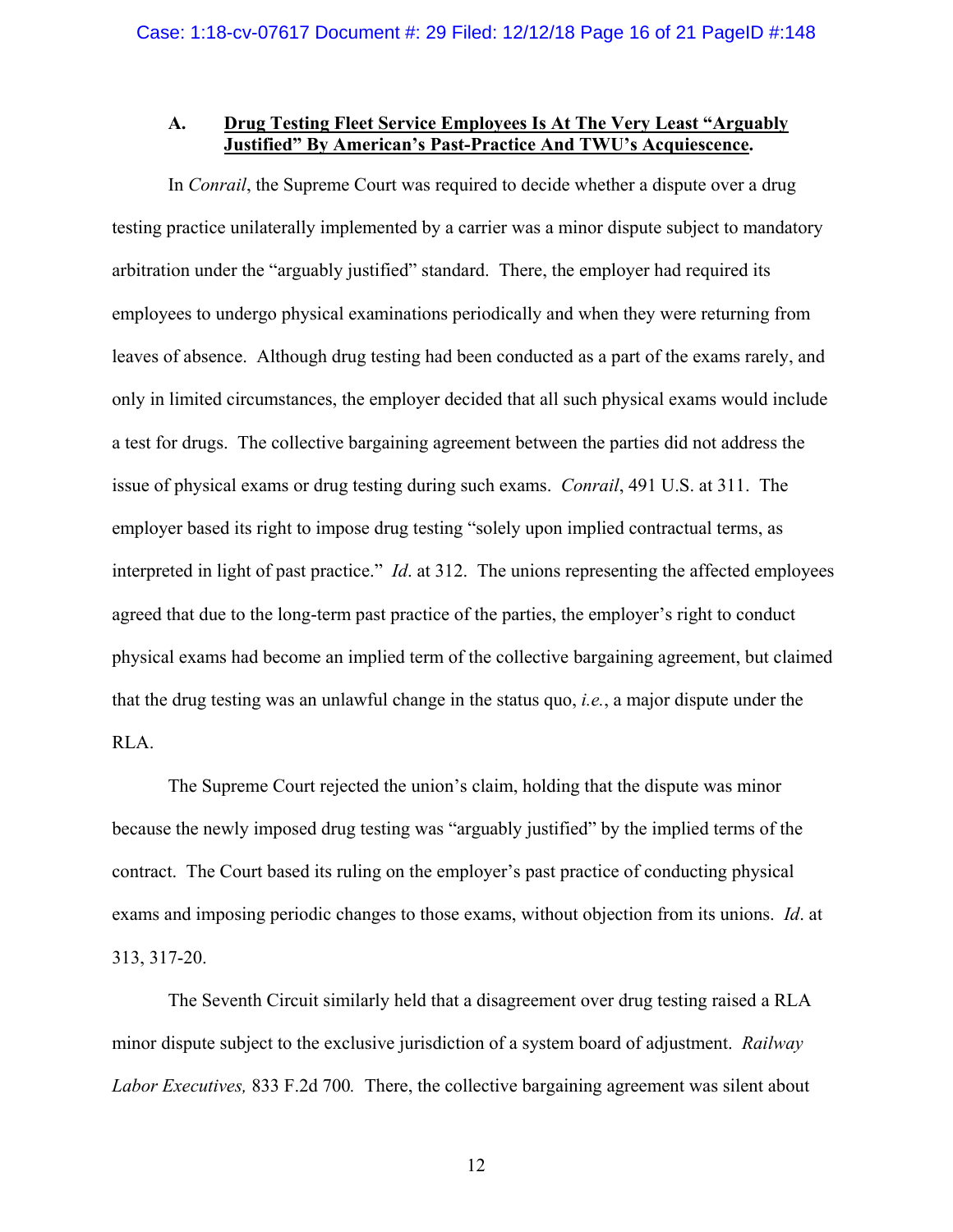### A. **<u>Drug Testing Fleet Service Employees Is At The Very Least "Arguably Justified" By American's Past-Practice And TWU's Acquiescence</u>.**

In *Conrail*, the Supreme Court was required to decide whether a dispute over a drug testing practice unilaterally implemented by a carrier was a minor dispute subject to mandatory arbitration under the "arguably justified" standard. There, the employer had required its employees to undergo physical examinations periodically and when they were returning from leaves of absence. Although drug testing had been conducted as a part of the exams rarely, and only in limited circumstances, the employer decided that all such physical exams would include a test for drugs. The collective bargaining agreement between the parties did not address the issue of physical exams or drug testing during such exams. *Conrail*, 491 U.S. at 311. The employer based its right to impose drug testing "solely upon implied contractual terms, as interpreted in light of past practice." *Id*. at 312. The unions representing the affected employees agreed that due to the long-term past practice of the parties, the employer's right to conduct physical exams had become an implied term of the collective bargaining agreement, but claimed that the drug testing was an unlawful change in the status quo, *i.e.*, a major dispute under the RLA.

The Supreme Court rejected the union's claim, holding that the dispute was minor because the newly imposed drug testing was "arguably justified" by the implied terms of the contract. The Court based its ruling on the employer's past practice of conducting physical exams and imposing periodic changes to those exams, without objection from its unions. *Id*. at 313, 317-20.

The Seventh Circuit similarly held that a disagreement over drug testing raised a RLA minor dispute subject to the exclusive jurisdiction of a system board of adjustment. *Railway Labor Executives,* 833 F.2d 700*.* There, the collective bargaining agreement was silent about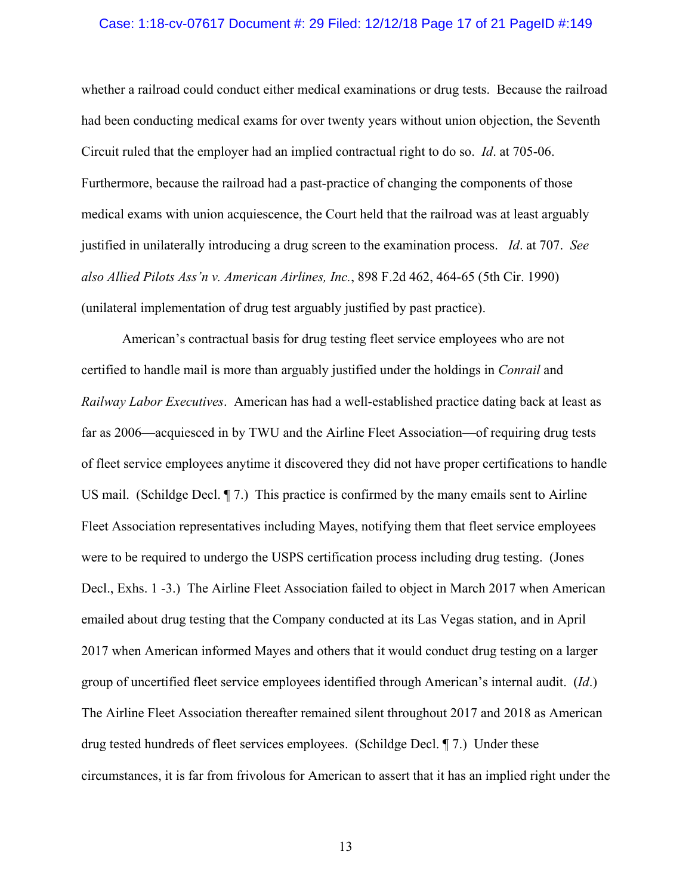whether a railroad could conduct either medical examinations or drug tests. Because the railroad had been conducting medical exams for over twenty years without union objection, the Seventh Circuit ruled that the employer had an implied contractual right to do so. *Id*. at 705-06. Furthermore, because the railroad had a past-practice of changing the components of those medical exams with union acquiescence, the Court held that the railroad was at least arguably justified in unilaterally introducing a drug screen to the examination process. *Id*. at 707. *See also Allied Pilots Ass'n v. American Airlines, Inc.*, 898 F.2d 462, 464-65 (5th Cir. 1990) (unilateral implementation of drug test arguably justified by past practice).

American's contractual basis for drug testing fleet service employees who are not certified to handle mail is more than arguably justified under the holdings in *Conrail* and *Railway Labor Executives*. American has had a well-established practice dating back at least as far as 2006—acquiesced in by TWU and the Airline Fleet Association—of requiring drug tests of fleet service employees anytime it discovered they did not have proper certifications to handle US mail. (Schildge Decl. ¶ 7.) This practice is confirmed by the many emails sent to Airline Fleet Association representatives including Mayes, notifying them that fleet service employees were to be required to undergo the USPS certification process including drug testing. (Jones Decl., Exhs. 1 -3.) The Airline Fleet Association failed to object in March 2017 when American emailed about drug testing that the Company conducted at its Las Vegas station, and in April 2017 when American informed Mayes and others that it would conduct drug testing on a larger group of uncertified fleet service employees identified through American's internal audit. (*Id*.) The Airline Fleet Association thereafter remained silent throughout 2017 and 2018 as American drug tested hundreds of fleet services employees. (Schildge Decl. ¶ 7.) Under these circumstances, it is far from frivolous for American to assert that it has an implied right under the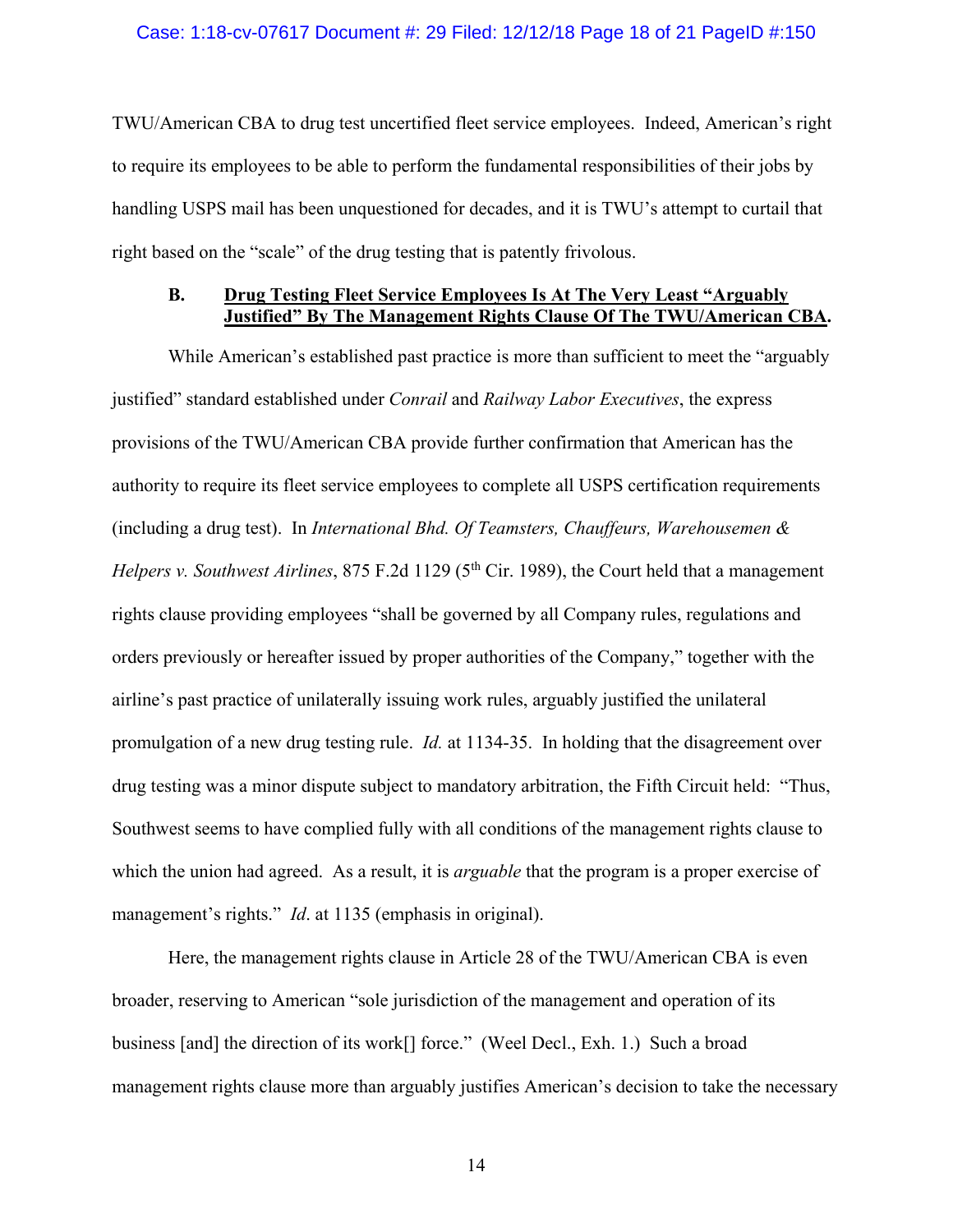TWU/American CBA to drug test uncertified fleet service employees. Indeed, American's right to require its employees to be able to perform the fundamental responsibilities of their jobs by handling USPS mail has been unquestioned for decades, and it is TWU's attempt to curtail that right based on the "scale" of the drug testing that is patently frivolous.

### B. Drug Testing Fleet Service Employees Is At The Very Least "Arguably Justified" By The Management Rights Clause Of The TWU/American CBA.

While American's established past practice is more than sufficient to meet the "arguably justified" standard established under *Conrail* and *Railway Labor Executives*, the express provisions of the TWU/American CBA provide further confirmation that American has the authority to require its fleet service employees to complete all USPS certification requirements (including a drug test). In *International Bhd. Of Teamsters, Chauffeurs, Warehousemen & Helpers v. Southwest Airlines*, 875 F.2d 1129 (5th Cir. 1989), the Court held that a management rights clause providing employees "shall be governed by all Company rules, regulations and orders previously or hereafter issued by proper authorities of the Company," together with the airline's past practice of unilaterally issuing work rules, arguably justified the unilateral promulgation of a new drug testing rule. *Id.* at 1134-35. In holding that the disagreement over drug testing was a minor dispute subject to mandatory arbitration, the Fifth Circuit held: "Thus, Southwest seems to have complied fully with all conditions of the management rights clause to which the union had agreed. As a result, it is *arguable* that the program is a proper exercise of management's rights." *Id*. at 1135 (emphasis in original).

Here, the management rights clause in Article 28 of the TWU/American CBA is even broader, reserving to American "sole jurisdiction of the management and operation of its business [and] the direction of its work[] force." (Weel Decl., Exh. 1.) Such a broad management rights clause more than arguably justifies American's decision to take the necessary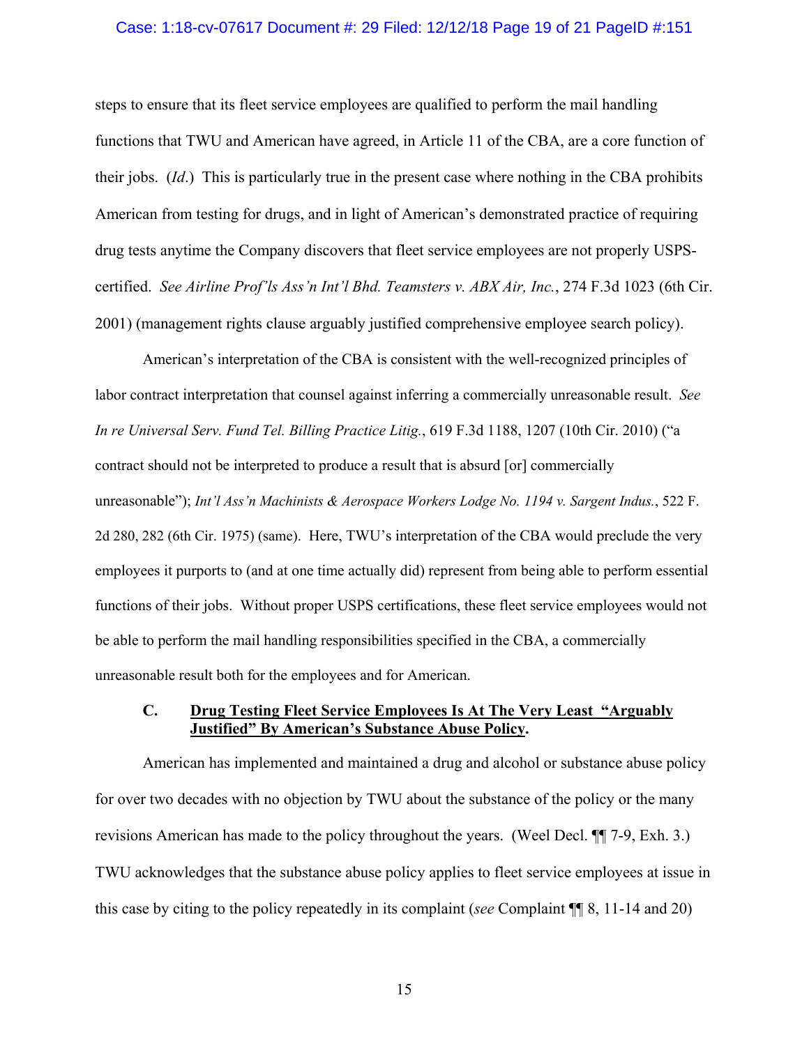steps to ensure that its fleet service employees are qualified to perform the mail handling functions that TWU and American have agreed, in Article 11 of the CBA, are a core function of their jobs. (*Id*.) This is particularly true in the present case where nothing in the CBA prohibits American from testing for drugs, and in light of American's demonstrated practice of requiring drug tests anytime the Company discovers that fleet service employees are not properly USPS-certified. *See Airline Prof'ls Ass'n Int'l Bhd. Teamsters v. ABX Air, Inc.*, 274 F.3d 1023 (6th Cir. 2001) (management rights clause arguably justified comprehensive employee search policy).

American's interpretation of the CBA is consistent with the well-recognized principles of labor contract interpretation that counsel against inferring a commercially unreasonable result. *See In re Universal Serv. Fund Tel. Billing Practice Litig.*, 619 F.3d 1188, 1207 (10th Cir. 2010) ("a contract should not be interpreted to produce a result that is absurd [or] commercially unreasonable"); *Int'l Ass'n Machinists & Aerospace Workers Lodge No. 1194 v. Sargent Indus.*, 522 F. 2d 280, 282 (6th Cir. 1975) (same). Here, TWU's interpretation of the CBA would preclude the very employees it purports to (and at one time actually did) represent from being able to perform essential functions of their jobs. Without proper USPS certifications, these fleet service employees would not be able to perform the mail handling responsibilities specified in the CBA, a commercially unreasonable result both for the employees and for American.

### C. <u>Drug Testing Fleet Service Employees Is At The Very Least "Arguably Justified" By American's Substance Abuse Policy</u>.

American has implemented and maintained a drug and alcohol or substance abuse policy for over two decades with no objection by TWU about the substance of the policy or the many revisions American has made to the policy throughout the years. (Weel Decl. ¶¶ 7-9, Exh. 3.) TWU acknowledges that the substance abuse policy applies to fleet service employees at issue in this case by citing to the policy repeatedly in its complaint (*see* Complaint ¶¶ 8, 11-14 and 20)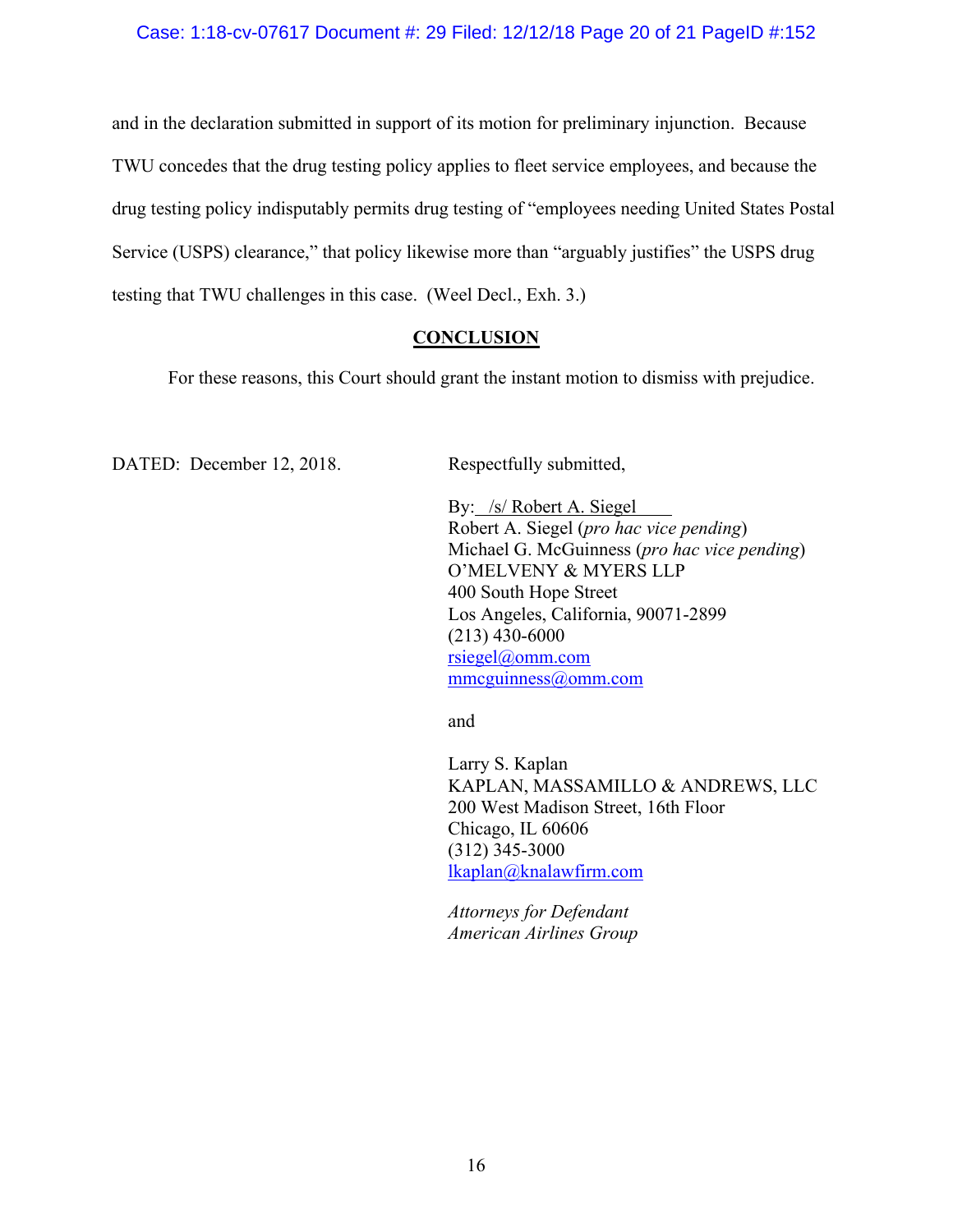and in the declaration submitted in support of its motion for preliminary injunction. Because TWU concedes that the drug testing policy applies to fleet service employees, and because the drug testing policy indisputably permits drug testing of "employees needing United States Postal Service (USPS) clearance," that policy likewise more than "arguably justifies" the USPS drug testing that TWU challenges in this case. (Weel Decl., Exh. 3.)

## CONCLUSION

For these reasons, this Court should grant the instant motion to dismiss with prejudice.

DATED: December 12, 2018.

Respectfully submitted,

By: /s/ Robert A. Siegel  
Robert A. Siegel (*pro hac vice pending*)  
Michael G. McGuinness (*pro hac vice pending*)  
O'MELVENY & MYERS LLP  
400 South Hope Street  
Los Angeles, California, 90071-2899  
(213) 430-6000  
rsiegel@omm.com  
mmcguinness@omm.com

and

Larry S. Kaplan  
KAPLAN, MASSAMILLO & ANDREWS, LLC  
200 West Madison Street, 16th Floor  
Chicago, IL 60606  
(312) 345-3000  
lkaplan@knalawfirm.com

*Attorneys for Defendant*  
*American Airlines Group*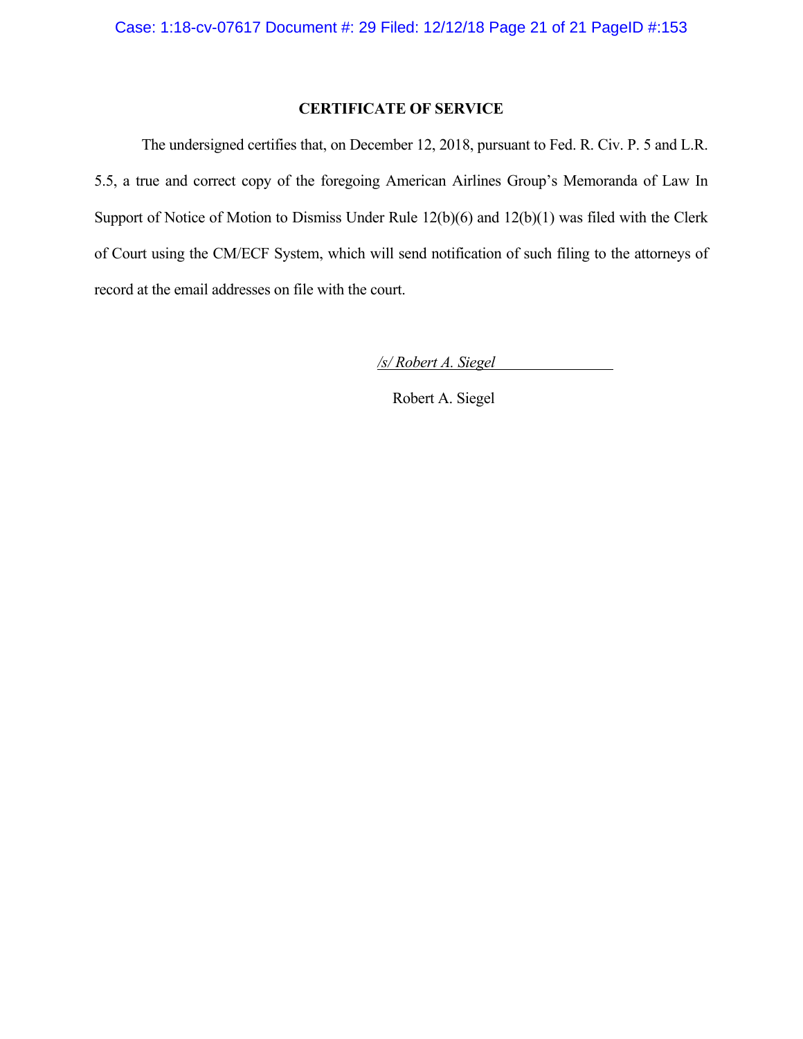## CERTIFICATE OF SERVICE

The undersigned certifies that, on December 12, 2018, pursuant to Fed. R. Civ. P. 5 and L.R. 5.5, a true and correct copy of the foregoing American Airlines Group's Memoranda of Law In Support of Notice of Motion to Dismiss Under Rule 12(b)(6) and 12(b)(1) was filed with the Clerk of Court using the CM/ECF System, which will send notification of such filing to the attorneys of record at the email addresses on file with the court.

*/s/ Robert A. Siegel*

Robert A. Siegel